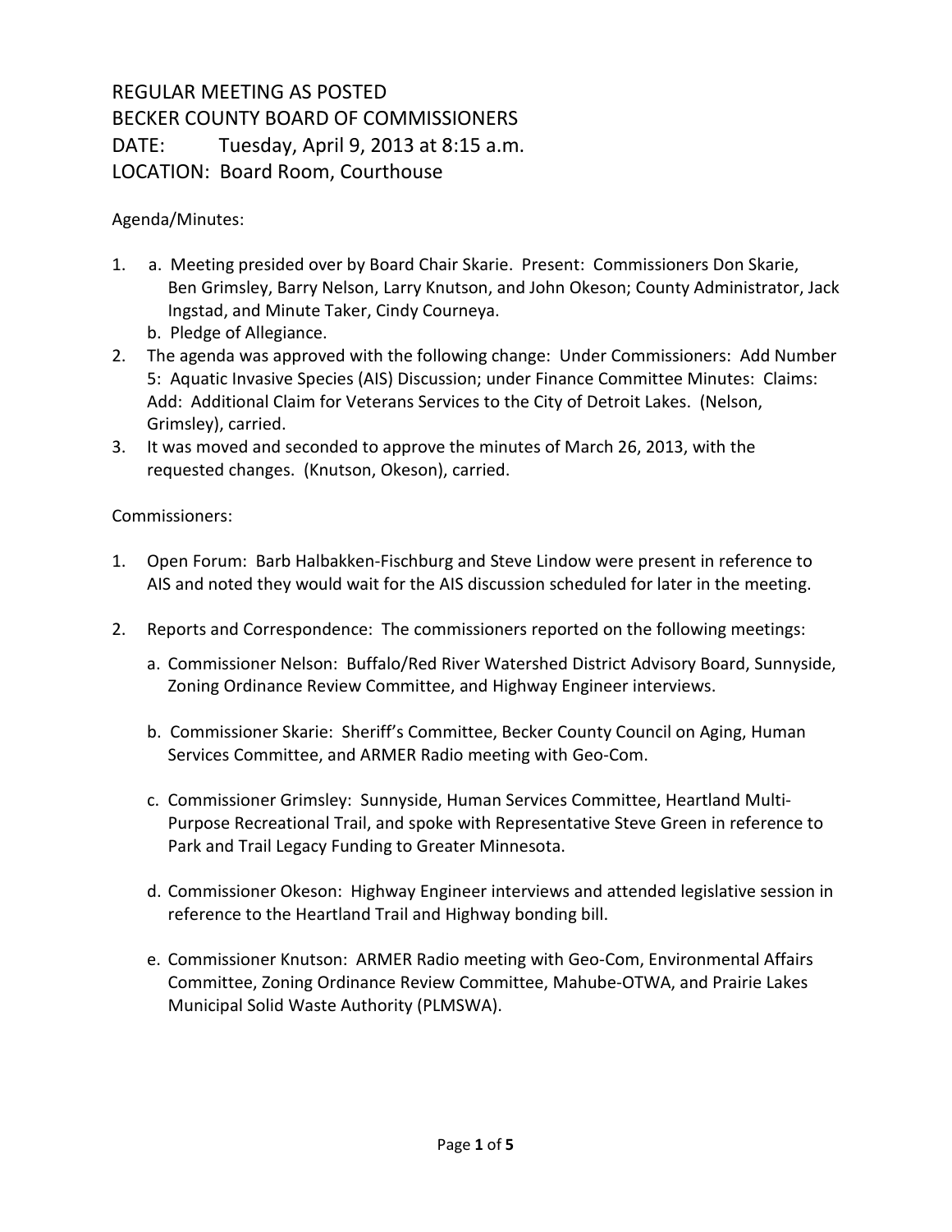REGULAR MEETING AS POSTED
BECKER COUNTY BOARD OF COMMISSIONERS
DATE: Tuesday, April 9, 2013 at 8:15 a.m.
LOCATION: Board Room, Courthouse

Agenda/Minutes:

1. a. Meeting presided over by Board Chair Skarie. Present: Commissioners Don Skarie, Ben Grimsley, Barry Nelson, Larry Knutson, and John Okeson; County Administrator, Jack Ingstad, and Minute Taker, Cindy Courneya.
   b. Pledge of Allegiance.
2. The agenda was approved with the following change: Under Commissioners: Add Number 5: Aquatic Invasive Species (AIS) Discussion; under Finance Committee Minutes: Claims: Add: Additional Claim for Veterans Services to the City of Detroit Lakes. (Nelson, Grimsley), carried.
3. It was moved and seconded to approve the minutes of March 26, 2013, with the requested changes. (Knutson, Okeson), carried.

Commissioners:

1. Open Forum: Barb Halbakken-Fischburg and Steve Lindow were present in reference to AIS and noted they would wait for the AIS discussion scheduled for later in the meeting.

2. Reports and Correspondence: The commissioners reported on the following meetings:

   a. Commissioner Nelson: Buffalo/Red River Watershed District Advisory Board, Sunnyside, Zoning Ordinance Review Committee, and Highway Engineer interviews.

   b. Commissioner Skarie: Sheriff's Committee, Becker County Council on Aging, Human Services Committee, and ARMER Radio meeting with Geo-Com.

   c. Commissioner Grimsley: Sunnyside, Human Services Committee, Heartland Multi-Purpose Recreational Trail, and spoke with Representative Steve Green in reference to Park and Trail Legacy Funding to Greater Minnesota.

   d. Commissioner Okeson: Highway Engineer interviews and attended legislative session in reference to the Heartland Trail and Highway bonding bill.

   e. Commissioner Knutson: ARMER Radio meeting with Geo-Com, Environmental Affairs Committee, Zoning Ordinance Review Committee, Mahube-OTWA, and Prairie Lakes Municipal Solid Waste Authority (PLMSWA).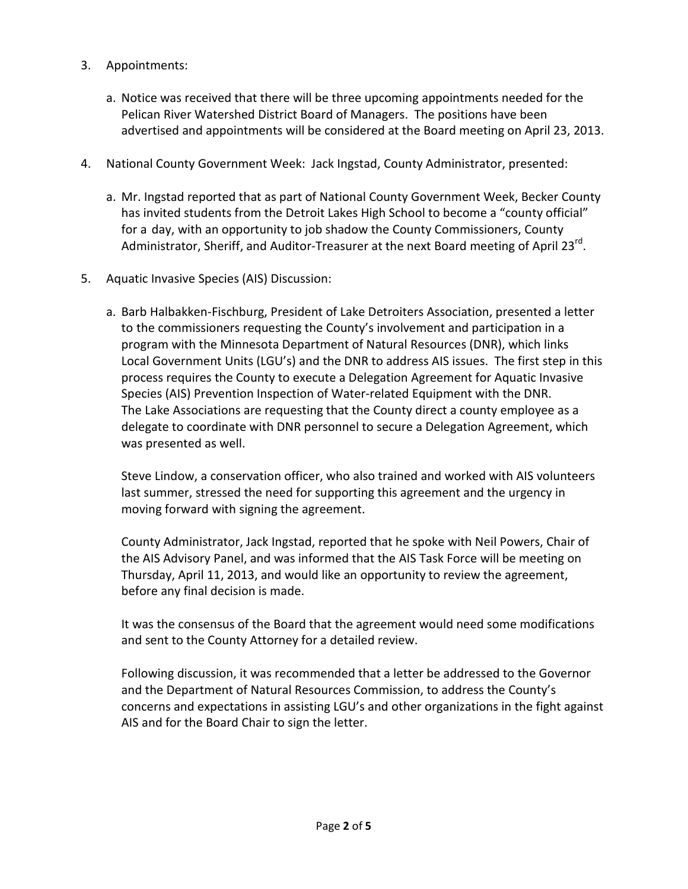3. Appointments:

   a. Notice was received that there will be three upcoming appointments needed for the Pelican River Watershed District Board of Managers. The positions have been advertised and appointments will be considered at the Board meeting on April 23, 2013.

4. National County Government Week: Jack Ingstad, County Administrator, presented:

   a. Mr. Ingstad reported that as part of National County Government Week, Becker County has invited students from the Detroit Lakes High School to become a "county official" for a day, with an opportunity to job shadow the County Commissioners, County Administrator, Sheriff, and Auditor-Treasurer at the next Board meeting of April 23rd.

5. Aquatic Invasive Species (AIS) Discussion:

   a. Barb Halbakken-Fischburg, President of Lake Detroiters Association, presented a letter to the commissioners requesting the County's involvement and participation in a program with the Minnesota Department of Natural Resources (DNR), which links Local Government Units (LGU's) and the DNR to address AIS issues. The first step in this process requires the County to execute a Delegation Agreement for Aquatic Invasive Species (AIS) Prevention Inspection of Water-related Equipment with the DNR. The Lake Associations are requesting that the County direct a county employee as a delegate to coordinate with DNR personnel to secure a Delegation Agreement, which was presented as well.

      Steve Lindow, a conservation officer, who also trained and worked with AIS volunteers last summer, stressed the need for supporting this agreement and the urgency in moving forward with signing the agreement.

      County Administrator, Jack Ingstad, reported that he spoke with Neil Powers, Chair of the AIS Advisory Panel, and was informed that the AIS Task Force will be meeting on Thursday, April 11, 2013, and would like an opportunity to review the agreement, before any final decision is made.

      It was the consensus of the Board that the agreement would need some modifications and sent to the County Attorney for a detailed review.

      Following discussion, it was recommended that a letter be addressed to the Governor and the Department of Natural Resources Commission, to address the County's concerns and expectations in assisting LGU's and other organizations in the fight against AIS and for the Board Chair to sign the letter.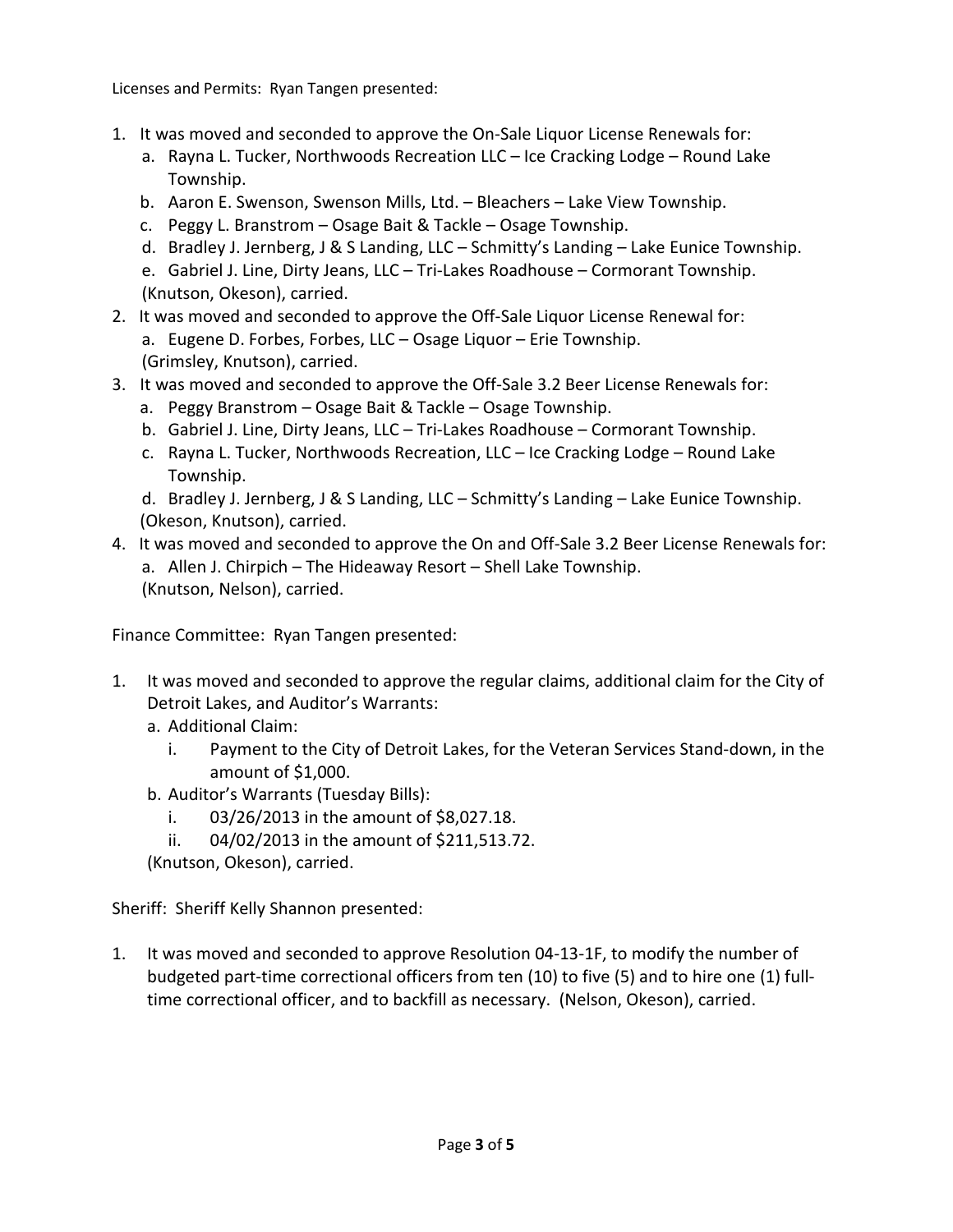Licenses and Permits: Ryan Tangen presented:

1. It was moved and seconded to approve the On-Sale Liquor License Renewals for:
   a. Rayna L. Tucker, Northwoods Recreation LLC – Ice Cracking Lodge – Round Lake Township.
   b. Aaron E. Swenson, Swenson Mills, Ltd. – Bleachers – Lake View Township.
   c. Peggy L. Branstrom – Osage Bait & Tackle – Osage Township.
   d. Bradley J. Jernberg, J & S Landing, LLC – Schmitty's Landing – Lake Eunice Township.
   e. Gabriel J. Line, Dirty Jeans, LLC – Tri-Lakes Roadhouse – Cormorant Township.
   (Knutson, Okeson), carried.
2. It was moved and seconded to approve the Off-Sale Liquor License Renewal for:
   a. Eugene D. Forbes, Forbes, LLC – Osage Liquor – Erie Township.
   (Grimsley, Knutson), carried.
3. It was moved and seconded to approve the Off-Sale 3.2 Beer License Renewals for:
   a. Peggy Branstrom – Osage Bait & Tackle – Osage Township.
   b. Gabriel J. Line, Dirty Jeans, LLC – Tri-Lakes Roadhouse – Cormorant Township.
   c. Rayna L. Tucker, Northwoods Recreation, LLC – Ice Cracking Lodge – Round Lake Township.
   d. Bradley J. Jernberg, J & S Landing, LLC – Schmitty's Landing – Lake Eunice Township.
   (Okeson, Knutson), carried.
4. It was moved and seconded to approve the On and Off-Sale 3.2 Beer License Renewals for:
   a. Allen J. Chirpich – The Hideaway Resort – Shell Lake Township.
   (Knutson, Nelson), carried.

Finance Committee: Ryan Tangen presented:

1. It was moved and seconded to approve the regular claims, additional claim for the City of Detroit Lakes, and Auditor's Warrants:
   a. Additional Claim:
      i. Payment to the City of Detroit Lakes, for the Veteran Services Stand-down, in the amount of $1,000.
   b. Auditor's Warrants (Tuesday Bills):
      i. 03/26/2013 in the amount of $8,027.18.
      ii. 04/02/2013 in the amount of $211,513.72.
   (Knutson, Okeson), carried.

Sheriff: Sheriff Kelly Shannon presented:

1. It was moved and seconded to approve Resolution 04-13-1F, to modify the number of budgeted part-time correctional officers from ten (10) to five (5) and to hire one (1) full-time correctional officer, and to backfill as necessary. (Nelson, Okeson), carried.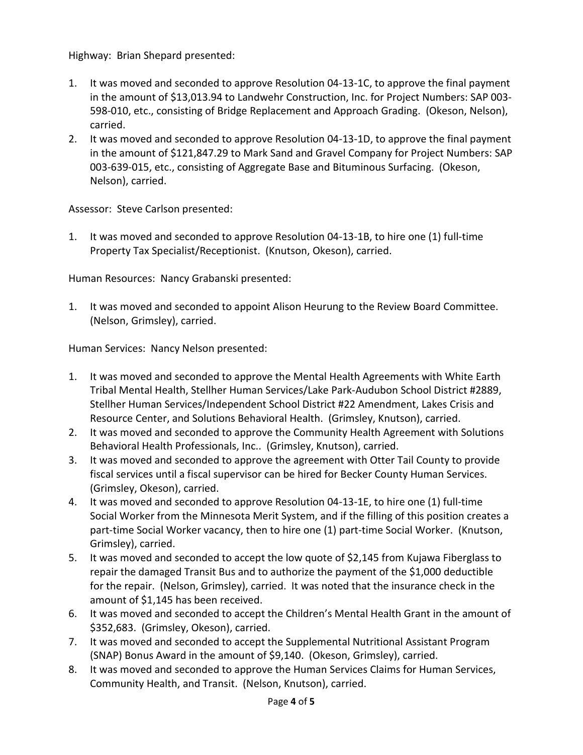Highway: Brian Shepard presented:

1. It was moved and seconded to approve Resolution 04-13-1C, to approve the final payment in the amount of $13,013.94 to Landwehr Construction, Inc. for Project Numbers: SAP 003-598-010, etc., consisting of Bridge Replacement and Approach Grading. (Okeson, Nelson), carried.
2. It was moved and seconded to approve Resolution 04-13-1D, to approve the final payment in the amount of $121,847.29 to Mark Sand and Gravel Company for Project Numbers: SAP 003-639-015, etc., consisting of Aggregate Base and Bituminous Surfacing. (Okeson, Nelson), carried.

Assessor: Steve Carlson presented:

1. It was moved and seconded to approve Resolution 04-13-1B, to hire one (1) full-time Property Tax Specialist/Receptionist. (Knutson, Okeson), carried.

Human Resources: Nancy Grabanski presented:

1. It was moved and seconded to appoint Alison Heurung to the Review Board Committee. (Nelson, Grimsley), carried.

Human Services: Nancy Nelson presented:

1. It was moved and seconded to approve the Mental Health Agreements with White Earth Tribal Mental Health, Stellher Human Services/Lake Park-Audubon School District #2889, Stellher Human Services/Independent School District #22 Amendment, Lakes Crisis and Resource Center, and Solutions Behavioral Health. (Grimsley, Knutson), carried.
2. It was moved and seconded to approve the Community Health Agreement with Solutions Behavioral Health Professionals, Inc.. (Grimsley, Knutson), carried.
3. It was moved and seconded to approve the agreement with Otter Tail County to provide fiscal services until a fiscal supervisor can be hired for Becker County Human Services. (Grimsley, Okeson), carried.
4. It was moved and seconded to approve Resolution 04-13-1E, to hire one (1) full-time Social Worker from the Minnesota Merit System, and if the filling of this position creates a part-time Social Worker vacancy, then to hire one (1) part-time Social Worker. (Knutson, Grimsley), carried.
5. It was moved and seconded to accept the low quote of $2,145 from Kujawa Fiberglass to repair the damaged Transit Bus and to authorize the payment of the $1,000 deductible for the repair. (Nelson, Grimsley), carried. It was noted that the insurance check in the amount of $1,145 has been received.
6. It was moved and seconded to accept the Children's Mental Health Grant in the amount of $352,683. (Grimsley, Okeson), carried.
7. It was moved and seconded to accept the Supplemental Nutritional Assistant Program (SNAP) Bonus Award in the amount of $9,140. (Okeson, Grimsley), carried.
8. It was moved and seconded to approve the Human Services Claims for Human Services, Community Health, and Transit. (Nelson, Knutson), carried.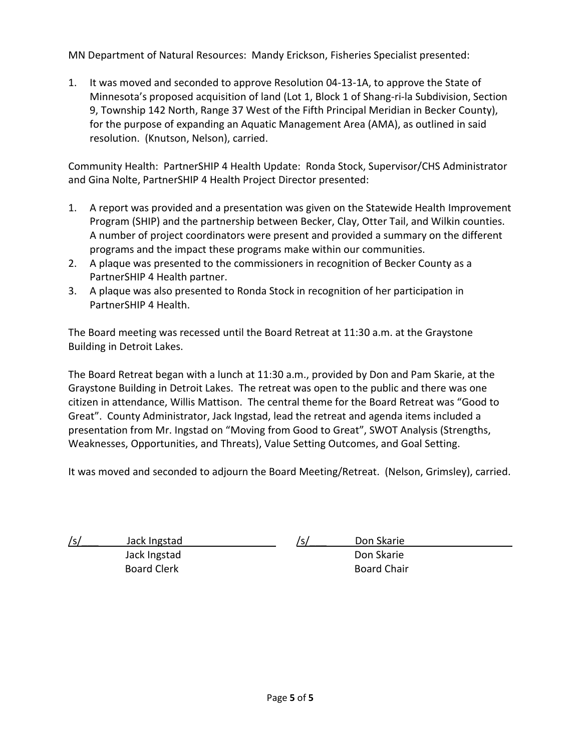MN Department of Natural Resources: Mandy Erickson, Fisheries Specialist presented:

1. It was moved and seconded to approve Resolution 04-13-1A, to approve the State of Minnesota's proposed acquisition of land (Lot 1, Block 1 of Shang-ri-la Subdivision, Section 9, Township 142 North, Range 37 West of the Fifth Principal Meridian in Becker County), for the purpose of expanding an Aquatic Management Area (AMA), as outlined in said resolution. (Knutson, Nelson), carried.

Community Health: PartnerSHIP 4 Health Update: Ronda Stock, Supervisor/CHS Administrator and Gina Nolte, PartnerSHIP 4 Health Project Director presented:

1. A report was provided and a presentation was given on the Statewide Health Improvement Program (SHIP) and the partnership between Becker, Clay, Otter Tail, and Wilkin counties. A number of project coordinators were present and provided a summary on the different programs and the impact these programs make within our communities.
2. A plaque was presented to the commissioners in recognition of Becker County as a PartnerSHIP 4 Health partner.
3. A plaque was also presented to Ronda Stock in recognition of her participation in PartnerSHIP 4 Health.

The Board meeting was recessed until the Board Retreat at 11:30 a.m. at the Graystone Building in Detroit Lakes.

The Board Retreat began with a lunch at 11:30 a.m., provided by Don and Pam Skarie, at the Graystone Building in Detroit Lakes. The retreat was open to the public and there was one citizen in attendance, Willis Mattison. The central theme for the Board Retreat was "Good to Great". County Administrator, Jack Ingstad, lead the retreat and agenda items included a presentation from Mr. Ingstad on "Moving from Good to Great", SWOT Analysis (Strengths, Weaknesses, Opportunities, and Threats), Value Setting Outcomes, and Goal Setting.

It was moved and seconded to adjourn the Board Meeting/Retreat. (Nelson, Grimsley), carried.

/s/___ Jack Ingstad
Jack Ingstad
Board Clerk

/s/___ Don Skarie
Don Skarie
Board Chair